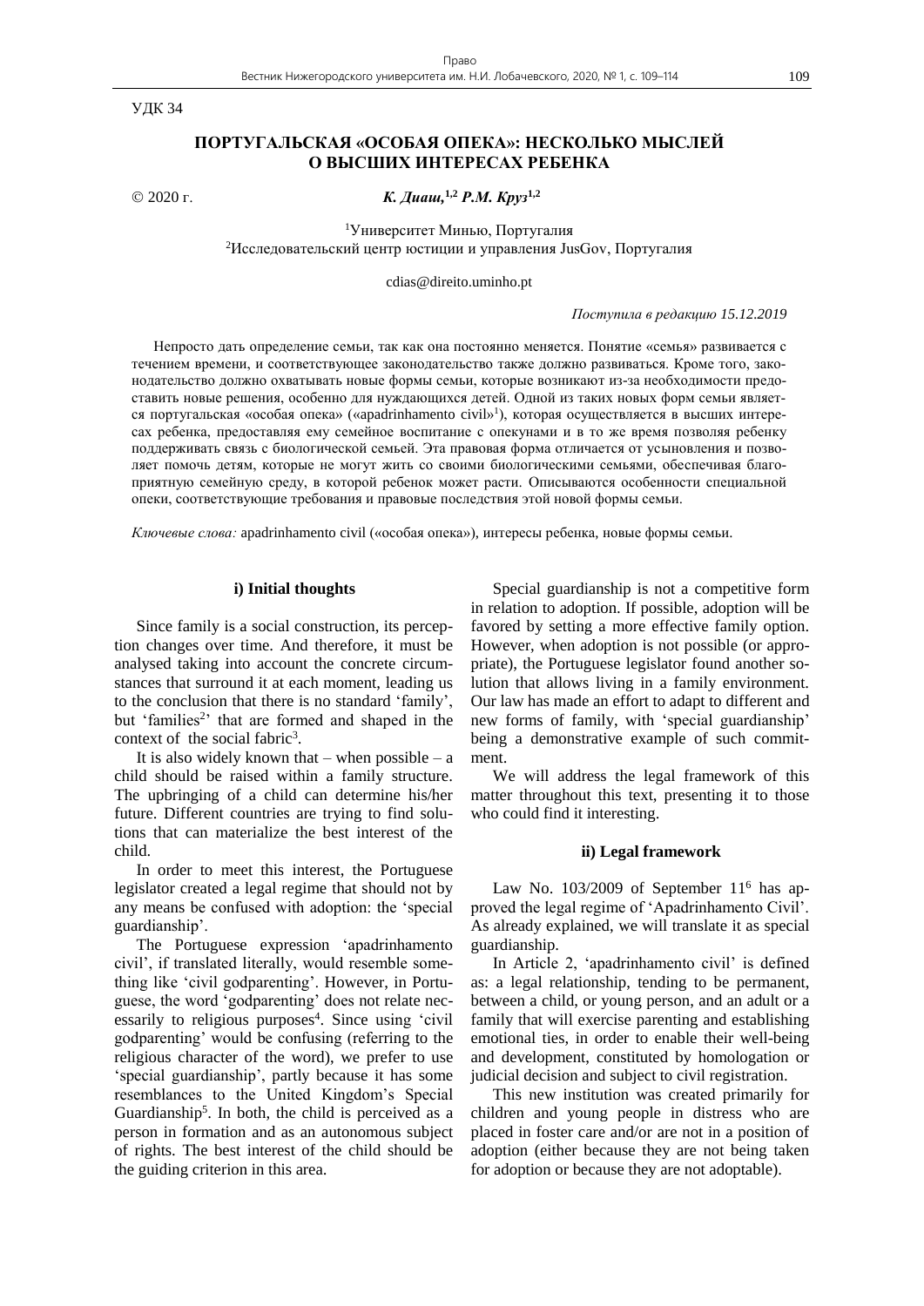УДК 34

# ПОРТУГАЛЬСКАЯ «ОСОБАЯ ОПЕКА»: НЕСКОЛЬКО МЫСЛЕЙ О ВЫСШИХ ИНТЕРЕСАХ РЕБЕНКА

© 2020 г. *К. Диаш,*[1,2] *Р.М. Круз*[1,2]

[1]Университет Миньо, Португалия
[2]Исследовательский центр юстиции и управления JusGov, Португалия

cdias@direito.uminho.pt

*Поступила в редакцию 15.12.2019*

Непросто дать определение семьи, так как она постоянно меняется. Понятие «семья» развивается с течением времени, и соответствующее законодательство также должно развиваться. Кроме того, законодательство должно охватывать новые формы семьи, которые возникают из-за необходимости предоставить новые решения, особенно для нуждающихся детей. Одной из таких новых форм семьи является португальская «особая опека» («apadrinhamento civil»[1]), которая осуществляется в высших интересах ребенка, предоставляя ему семейное воспитание с опекунами и в то же время позволяя ребенку поддерживать связь с биологической семьей. Эта правовая форма отличается от усыновления и позволяет помочь детям, которые не могут жить со своими биологическими семьями, обеспечивая благоприятную семейную среду, в которой ребенок может расти. Описываются особенности специальной опеки, соответствующие требования и правовые последствия этой новой формы семьи.

*Ключевые слова:* apadrinhamento civil («особая опека»), интересы ребенка, новые формы семьи.

## i) Initial thoughts

Since family is a social construction, its perception changes over time. And therefore, it must be analysed taking into account the concrete circumstances that surround it at each moment, leading us to the conclusion that there is no standard 'family', but 'families[2]' that are formed and shaped in the context of the social fabric[3].

It is also widely known that – when possible – a child should be raised within a family structure. The upbringing of a child can determine his/her future. Different countries are trying to find solutions that can materialize the best interest of the child.

In order to meet this interest, the Portuguese legislator created a legal regime that should not by any means be confused with adoption: the 'special guardianship'.

The Portuguese expression 'apadrinhamento civil', if translated literally, would resemble something like 'civil godparenting'. However, in Portuguese, the word 'godparenting' does not relate necessarily to religious purposes[4]. Since using 'civil godparenting' would be confusing (referring to the religious character of the word), we prefer to use 'special guardianship', partly because it has some resemblances to the United Kingdom's Special Guardianship[5]. In both, the child is perceived as a person in formation and as an autonomous subject of rights. The best interest of the child should be the guiding criterion in this area.

Special guardianship is not a competitive form in relation to adoption. If possible, adoption will be favored by setting a more effective family option. However, when adoption is not possible (or appropriate), the Portuguese legislator found another solution that allows living in a family environment. Our law has made an effort to adapt to different and new forms of family, with 'special guardianship' being a demonstrative example of such commitment.

We will address the legal framework of this matter throughout this text, presenting it to those who could find it interesting.

## ii) Legal framework

Law No. 103/2009 of September 11[6] has approved the legal regime of 'Apadrinhamento Civil'. As already explained, we will translate it as special guardianship.

In Article 2, 'apadrinhamento civil' is defined as: a legal relationship, tending to be permanent, between a child, or young person, and an adult or a family that will exercise parenting and establishing emotional ties, in order to enable their well-being and development, constituted by homologation or judicial decision and subject to civil registration.

This new institution was created primarily for children and young people in distress who are placed in foster care and/or are not in a position of adoption (either because they are not being taken for adoption or because they are not adoptable).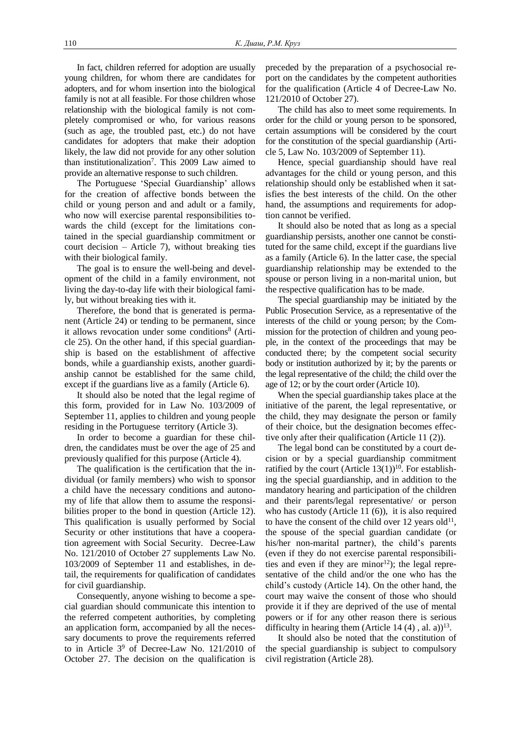In fact, children referred for adoption are usually young children, for whom there are candidates for adopters, and for whom insertion into the biological family is not at all feasible. For those children whose relationship with the biological family is not completely compromised or who, for various reasons (such as age, the troubled past, etc.) do not have candidates for adopters that make their adoption likely, the law did not provide for any other solution than institutionalization[7]. This 2009 Law aimed to provide an alternative response to such children.

The Portuguese 'Special Guardianship' allows for the creation of affective bonds between the child or young person and and adult or a family, who now will exercise parental responsibilities towards the child (except for the limitations contained in the special guardianship commitment or court decision – Article 7), without breaking ties with their biological family.

The goal is to ensure the well-being and development of the child in a family environment, not living the day-to-day life with their biological family, but without breaking ties with it.

Therefore, the bond that is generated is permanent (Article 24) or tending to be permanent, since it allows revocation under some conditions[8] (Article 25). On the other hand, if this special guardianship is based on the establishment of affective bonds, while a guardianship exists, another guardianship cannot be established for the same child, except if the guardians live as a family (Article 6).

It should also be noted that the legal regime of this form, provided for in Law No. 103/2009 of September 11, applies to children and young people residing in the Portuguese territory (Article 3).

In order to become a guardian for these children, the candidates must be over the age of 25 and previously qualified for this purpose (Article 4).

The qualification is the certification that the individual (or family members) who wish to sponsor a child have the necessary conditions and autonomy of life that allow them to assume the responsibilities proper to the bond in question (Article 12). This qualification is usually performed by Social Security or other institutions that have a cooperation agreement with Social Security. Decree-Law No. 121/2010 of October 27 supplements Law No. 103/2009 of September 11 and establishes, in detail, the requirements for qualification of candidates for civil guardianship.

Consequently, anyone wishing to become a special guardian should communicate this intention to the referred competent authorities, by completing an application form, accompanied by all the necessary documents to prove the requirements referred to in Article 3[9] of Decree-Law No. 121/2010 of October 27. The decision on the qualification is preceded by the preparation of a psychosocial report on the candidates by the competent authorities for the qualification (Article 4 of Decree-Law No. 121/2010 of October 27).

The child has also to meet some requirements. In order for the child or young person to be sponsored, certain assumptions will be considered by the court for the constitution of the special guardianship (Article 5, Law No. 103/2009 of September 11).

Hence, special guardianship should have real advantages for the child or young person, and this relationship should only be established when it satisfies the best interests of the child. On the other hand, the assumptions and requirements for adoption cannot be verified.

It should also be noted that as long as a special guardianship persists, another one cannot be constituted for the same child, except if the guardians live as a family (Article 6). In the latter case, the special guardianship relationship may be extended to the spouse or person living in a non-marital union, but the respective qualification has to be made.

The special guardianship may be initiated by the Public Prosecution Service, as a representative of the interests of the child or young person; by the Commission for the protection of children and young people, in the context of the proceedings that may be conducted there; by the competent social security body or institution authorized by it; by the parents or the legal representative of the child; the child over the age of 12; or by the court order (Article 10).

When the special guardianship takes place at the initiative of the parent, the legal representative, or the child, they may designate the person or family of their choice, but the designation becomes effective only after their qualification (Article 11 (2)).

The legal bond can be constituted by a court decision or by a special guardianship commitment ratified by the court (Article 13(1))[10]. For establishing the special guardianship, and in addition to the mandatory hearing and participation of the children and their parents/legal representative/ or person who has custody (Article 11 (6)), it is also required to have the consent of the child over 12 years old[11], the spouse of the special guardian candidate (or his/her non-marital partner), the child's parents (even if they do not exercise parental responsibilities and even if they are minor[12]); the legal representative of the child and/or the one who has the child's custody (Article 14). On the other hand, the court may waive the consent of those who should provide it if they are deprived of the use of mental powers or if for any other reason there is serious difficulty in hearing them (Article 14 (4) , al. a))[13].

It should also be noted that the constitution of the special guardianship is subject to compulsory civil registration (Article 28).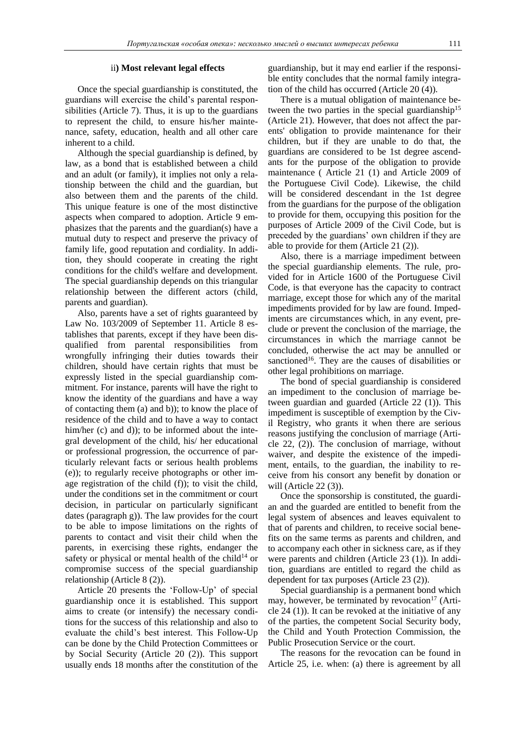### ii) Most relevant legal effects

Once the special guardianship is constituted, the guardians will exercise the child's parental responsibilities (Article 7). Thus, it is up to the guardians to represent the child, to ensure his/her maintenance, safety, education, health and all other care inherent to a child.

Although the special guardianship is defined, by law, as a bond that is established between a child and an adult (or family), it implies not only a relationship between the child and the guardian, but also between them and the parents of the child. This unique feature is one of the most distinctive aspects when compared to adoption. Article 9 emphasizes that the parents and the guardian(s) have a mutual duty to respect and preserve the privacy of family life, good reputation and cordiality. In addition, they should cooperate in creating the right conditions for the child's welfare and development. The special guardianship depends on this triangular relationship between the different actors (child, parents and guardian).

Also, parents have a set of rights guaranteed by Law No. 103/2009 of September 11. Article 8 establishes that parents, except if they have been disqualified from parental responsibilities from wrongfully infringing their duties towards their children, should have certain rights that must be expressly listed in the special guardianship commitment. For instance, parents will have the right to know the identity of the guardians and have a way of contacting them (a) and b)); to know the place of residence of the child and to have a way to contact him/her (c) and d)); to be informed about the integral development of the child, his/ her educational or professional progression, the occurrence of particularly relevant facts or serious health problems (e)); to regularly receive photographs or other image registration of the child (f)); to visit the child, under the conditions set in the commitment or court decision, in particular on particularly significant dates (paragraph g)). The law provides for the court to be able to impose limitations on the rights of parents to contact and visit their child when the parents, in exercising these rights, endanger the safety or physical or mental health of the child[14] or compromise success of the special guardianship relationship (Article 8 (2)).

Article 20 presents the 'Follow-Up' of special guardianship once it is established. This support aims to create (or intensify) the necessary conditions for the success of this relationship and also to evaluate the child's best interest. This Follow-Up can be done by the Child Protection Committees or by Social Security (Article 20 (2)). This support usually ends 18 months after the constitution of the guardianship, but it may end earlier if the responsible entity concludes that the normal family integration of the child has occurred (Article 20 (4)).

There is a mutual obligation of maintenance between the two parties in the special guardianship[15] (Article 21). However, that does not affect the parents' obligation to provide maintenance for their children, but if they are unable to do that, the guardians are considered to be 1st degree ascendants for the purpose of the obligation to provide maintenance ( Article 21 (1) and Article 2009 of the Portuguese Civil Code). Likewise, the child will be considered descendant in the 1st degree from the guardians for the purpose of the obligation to provide for them, occupying this position for the purposes of Article 2009 of the Civil Code, but is preceded by the guardians' own children if they are able to provide for them (Article 21 (2)).

Also, there is a marriage impediment between the special guardianship elements. The rule, provided for in Article 1600 of the Portuguese Civil Code, is that everyone has the capacity to contract marriage, except those for which any of the marital impediments provided for by law are found. Impediments are circumstances which, in any event, preclude or prevent the conclusion of the marriage, the circumstances in which the marriage cannot be concluded, otherwise the act may be annulled or sanctioned[16]. They are the causes of disabilities or other legal prohibitions on marriage.

The bond of special guardianship is considered an impediment to the conclusion of marriage between guardian and guarded (Article 22 (1)). This impediment is susceptible of exemption by the Civil Registry, who grants it when there are serious reasons justifying the conclusion of marriage (Article 22, (2)). The conclusion of marriage, without waiver, and despite the existence of the impediment, entails, to the guardian, the inability to receive from his consort any benefit by donation or will (Article 22 (3)).

Once the sponsorship is constituted, the guardian and the guarded are entitled to benefit from the legal system of absences and leaves equivalent to that of parents and children, to receive social benefits on the same terms as parents and children, and to accompany each other in sickness care, as if they were parents and children (Article 23 (1)). In addition, guardians are entitled to regard the child as dependent for tax purposes (Article 23 (2)).

Special guardianship is a permanent bond which may, however, be terminated by revocation[17] (Article 24 (1)). It can be revoked at the initiative of any of the parties, the competent Social Security body, the Child and Youth Protection Commission, the Public Prosecution Service or the court.

The reasons for the revocation can be found in Article 25, i.e. when: (a) there is agreement by all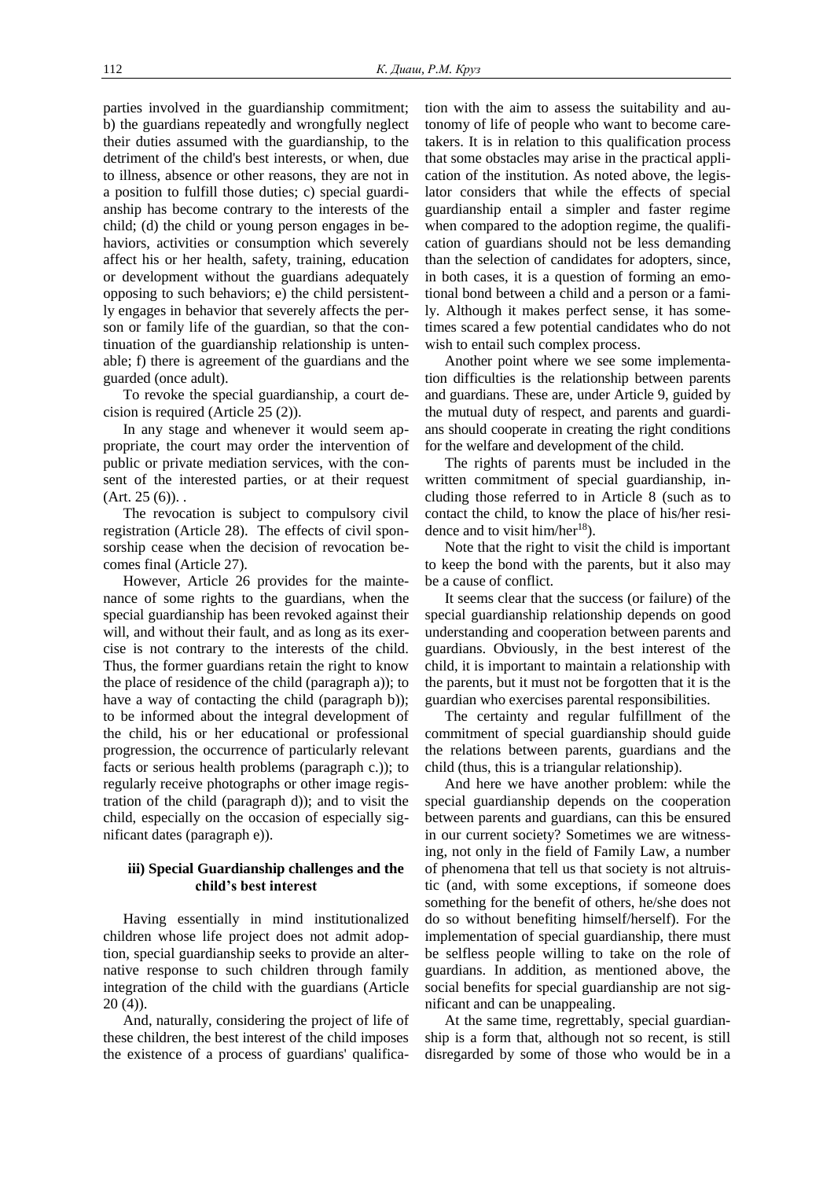parties involved in the guardianship commitment; b) the guardians repeatedly and wrongfully neglect their duties assumed with the guardianship, to the detriment of the child's best interests, or when, due to illness, absence or other reasons, they are not in a position to fulfill those duties; c) special guardianship has become contrary to the interests of the child; (d) the child or young person engages in behaviors, activities or consumption which severely affect his or her health, safety, training, education or development without the guardians adequately opposing to such behaviors; e) the child persistently engages in behavior that severely affects the person or family life of the guardian, so that the continuation of the guardianship relationship is untenable; f) there is agreement of the guardians and the guarded (once adult).

To revoke the special guardianship, a court decision is required (Article 25 (2)).

In any stage and whenever it would seem appropriate, the court may order the intervention of public or private mediation services, with the consent of the interested parties, or at their request (Art. 25 (6)). .

The revocation is subject to compulsory civil registration (Article 28). The effects of civil sponsorship cease when the decision of revocation becomes final (Article 27).

However, Article 26 provides for the maintenance of some rights to the guardians, when the special guardianship has been revoked against their will, and without their fault, and as long as its exercise is not contrary to the interests of the child. Thus, the former guardians retain the right to know the place of residence of the child (paragraph a)); to have a way of contacting the child (paragraph b)); to be informed about the integral development of the child, his or her educational or professional progression, the occurrence of particularly relevant facts or serious health problems (paragraph c.)); to regularly receive photographs or other image registration of the child (paragraph d)); and to visit the child, especially on the occasion of especially significant dates (paragraph e)).

### iii) Special Guardianship challenges and the child's best interest

Having essentially in mind institutionalized children whose life project does not admit adoption, special guardianship seeks to provide an alternative response to such children through family integration of the child with the guardians (Article 20 (4)).

And, naturally, considering the project of life of these children, the best interest of the child imposes the existence of a process of guardians' qualification with the aim to assess the suitability and autonomy of life of people who want to become caretakers. It is in relation to this qualification process that some obstacles may arise in the practical application of the institution. As noted above, the legislator considers that while the effects of special guardianship entail a simpler and faster regime when compared to the adoption regime, the qualification of guardians should not be less demanding than the selection of candidates for adopters, since, in both cases, it is a question of forming an emotional bond between a child and a person or a family. Although it makes perfect sense, it has sometimes scared a few potential candidates who do not wish to entail such complex process.

Another point where we see some implementation difficulties is the relationship between parents and guardians. These are, under Article 9, guided by the mutual duty of respect, and parents and guardians should cooperate in creating the right conditions for the welfare and development of the child.

The rights of parents must be included in the written commitment of special guardianship, including those referred to in Article 8 (such as to contact the child, to know the place of his/her residence and to visit him/her[18]).

Note that the right to visit the child is important to keep the bond with the parents, but it also may be a cause of conflict.

It seems clear that the success (or failure) of the special guardianship relationship depends on good understanding and cooperation between parents and guardians. Obviously, in the best interest of the child, it is important to maintain a relationship with the parents, but it must not be forgotten that it is the guardian who exercises parental responsibilities.

The certainty and regular fulfillment of the commitment of special guardianship should guide the relations between parents, guardians and the child (thus, this is a triangular relationship).

And here we have another problem: while the special guardianship depends on the cooperation between parents and guardians, can this be ensured in our current society? Sometimes we are witnessing, not only in the field of Family Law, a number of phenomena that tell us that society is not altruistic (and, with some exceptions, if someone does something for the benefit of others, he/she does not do so without benefiting himself/herself). For the implementation of special guardianship, there must be selfless people willing to take on the role of guardians. In addition, as mentioned above, the social benefits for special guardianship are not significant and can be unappealing.

At the same time, regrettably, special guardianship is a form that, although not so recent, is still disregarded by some of those who would be in a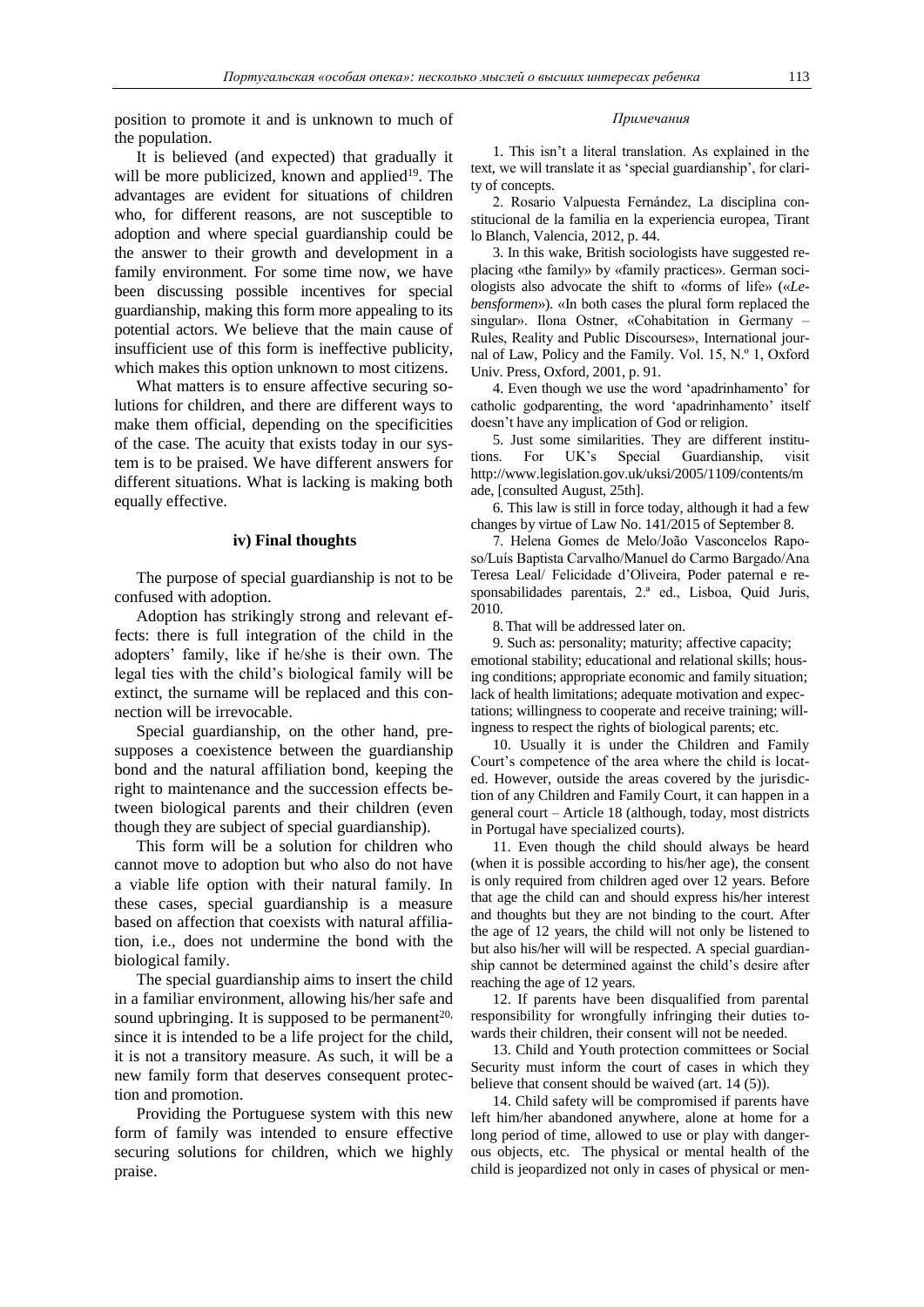position to promote it and is unknown to much of the population.

It is believed (and expected) that gradually it will be more publicized, known and applied[19]. The advantages are evident for situations of children who, for different reasons, are not susceptible to adoption and where special guardianship could be the answer to their growth and development in a family environment. For some time now, we have been discussing possible incentives for special guardianship, making this form more appealing to its potential actors. We believe that the main cause of insufficient use of this form is ineffective publicity, which makes this option unknown to most citizens.

What matters is to ensure affective securing solutions for children, and there are different ways to make them official, depending on the specificities of the case. The acuity that exists today in our system is to be praised. We have different answers for different situations. What is lacking is making both equally effective.

### iv) Final thoughts

The purpose of special guardianship is not to be confused with adoption.

Adoption has strikingly strong and relevant effects: there is full integration of the child in the adopters' family, like if he/she is their own. The legal ties with the child's biological family will be extinct, the surname will be replaced and this connection will be irrevocable.

Special guardianship, on the other hand, presupposes a coexistence between the guardianship bond and the natural affiliation bond, keeping the right to maintenance and the succession effects between biological parents and their children (even though they are subject of special guardianship).

This form will be a solution for children who cannot move to adoption but who also do not have a viable life option with their natural family. In these cases, special guardianship is a measure based on affection that coexists with natural affiliation, i.e., does not undermine the bond with the biological family.

The special guardianship aims to insert the child in a familiar environment, allowing his/her safe and sound upbringing. It is supposed to be permanent[20], since it is intended to be a life project for the child, it is not a transitory measure. As such, it will be a new family form that deserves consequent protection and promotion.

Providing the Portuguese system with this new form of family was intended to ensure effective securing solutions for children, which we highly praise.

*Примечания*

1. This isn't a literal translation. As explained in the text, we will translate it as 'special guardianship', for clarity of concepts.

2. Rosario Valpuesta Fernández, La disciplina constitucional de la familia en la experiencia europea, Tirant lo Blanch, Valencia, 2012, p. 44.

3. In this wake, British sociologists have suggested replacing «the family» by «family practices». German sociologists also advocate the shift to «forms of life» («*Lebensformen*»). «In both cases the plural form replaced the singular». Ilona Ostner, «Cohabitation in Germany – Rules, Reality and Public Discourses», International journal of Law, Policy and the Family. Vol. 15, N.º 1, Oxford Univ. Press, Oxford, 2001, p. 91.

4. Even though we use the word 'apadrinhamento' for catholic godparenting, the word 'apadrinhamento' itself doesn't have any implication of God or religion.

5. Just some similarities. They are different institutions. For UK's Special Guardianship, visit http://www.legislation.gov.uk/uksi/2005/1109/contents/made, [consulted August, 25th].

6. This law is still in force today, although it had a few changes by virtue of Law No. 141/2015 of September 8.

7. Helena Gomes de Melo/João Vasconcelos Raposo/Luís Baptista Carvalho/Manuel do Carmo Bargado/Ana Teresa Leal/ Felicidade d'Oliveira, Poder paternal e responsabilidades parentais, 2.ª ed., Lisboa, Quid Juris, 2010.

8. That will be addressed later on.

9. Such as: personality; maturity; affective capacity; emotional stability; educational and relational skills; housing conditions; appropriate economic and family situation; lack of health limitations; adequate motivation and expectations; willingness to cooperate and receive training; willingness to respect the rights of biological parents; etc.

10. Usually it is under the Children and Family Court's competence of the area where the child is located. However, outside the areas covered by the jurisdiction of any Children and Family Court, it can happen in a general court – Article 18 (although, today, most districts in Portugal have specialized courts).

11. Even though the child should always be heard (when it is possible according to his/her age), the consent is only required from children aged over 12 years. Before that age the child can and should express his/her interest and thoughts but they are not binding to the court. After the age of 12 years, the child will not only be listened to but also his/her will will be respected. A special guardianship cannot be determined against the child's desire after reaching the age of 12 years.

12. If parents have been disqualified from parental responsibility for wrongfully infringing their duties towards their children, their consent will not be needed.

13. Child and Youth protection committees or Social Security must inform the court of cases in which they believe that consent should be waived (art. 14 (5)).

14. Child safety will be compromised if parents have left him/her abandoned anywhere, alone at home for a long period of time, allowed to use or play with dangerous objects, etc. The physical or mental health of the child is jeopardized not only in cases of physical or men-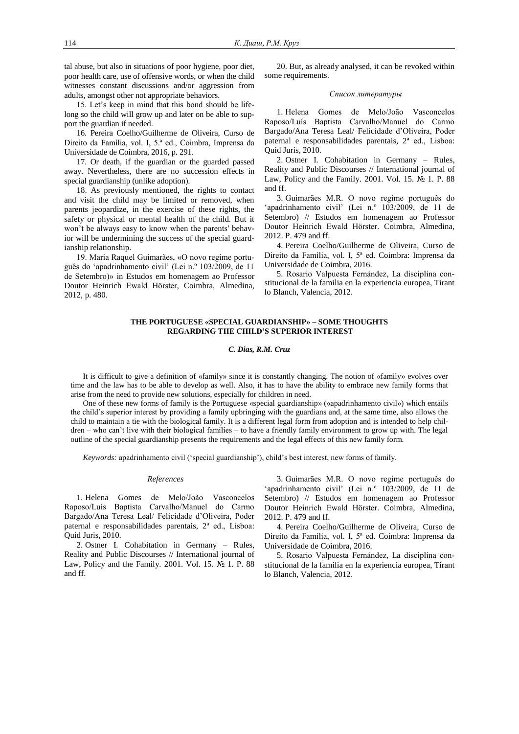tal abuse, but also in situations of poor hygiene, poor diet, poor health care, use of offensive words, or when the child witnesses constant discussions and/or aggression from adults, amongst other not appropriate behaviors.

15. Let's keep in mind that this bond should be lifelong so the child will grow up and later on be able to support the guardian if needed.

16. Pereira Coelho/Guilherme de Oliveira, Curso de Direito da Família, vol. I, 5.ª ed., Coimbra, Imprensa da Universidade de Coimbra, 2016, p. 291.

17. Or death, if the guardian or the guarded passed away. Nevertheless, there are no succession effects in special guardianship (unlike adoption).

18. As previously mentioned, the rights to contact and visit the child may be limited or removed, when parents jeopardize, in the exercise of these rights, the safety or physical or mental health of the child. But it won't be always easy to know when the parents' behavior will be undermining the success of the special guardianship relationship.

19. Maria Raquel Guimarães, «O novo regime português do 'apadrinhamento civil' (Lei n.º 103/2009, de 11 de Setembro)» in Estudos em homenagem ao Professor Doutor Heinrich Ewald Hörster, Coimbra, Almedina, 2012, p. 480.

20. But, as already analysed, it can be revoked within some requirements.

*Список литературы*

1. Helena Gomes de Melo/João Vasconcelos Raposo/Luís Baptista Carvalho/Manuel do Carmo Bargado/Ana Teresa Leal/ Felicidade d'Oliveira, Poder paternal e responsabilidades parentais, 2ª ed., Lisboa: Quid Juris, 2010.

2. Ostner I. Cohabitation in Germany – Rules, Reality and Public Discourses // International journal of Law, Policy and the Family. 2001. Vol. 15. № 1. P. 88 and ff.

3. Guimarães M.R. O novo regime português do 'apadrinhamento civil' (Lei n.º 103/2009, de 11 de Setembro) // Estudos em homenagem ao Professor Doutor Heinrich Ewald Hörster. Coimbra, Almedina, 2012. P. 479 and ff.

4. Pereira Coelho/Guilherme de Oliveira, Curso de Direito da Família, vol. I, 5ª ed. Coimbra: Imprensa da Universidade de Coimbra, 2016.

5. Rosario Valpuesta Fernández, La disciplina constitucional de la familia en la experiencia europea, Tirant lo Blanch, Valencia, 2012.

## THE PORTUGUESE «SPECIAL GUARDIANSHIP» – SOME THOUGHTS REGARDING THE CHILD'S SUPERIOR INTEREST

***C. Dias, R.M. Cruz***

It is difficult to give a definition of «family» since it is constantly changing. The notion of «family» evolves over time and the law has to be able to develop as well. Also, it has to have the ability to embrace new family forms that arise from the need to provide new solutions, especially for children in need.

One of these new forms of family is the Portuguese «special guardianship» («apadrinhamento civil») which entails the child's superior interest by providing a family upbringing with the guardians and, at the same time, also allows the child to maintain a tie with the biological family. It is a different legal form from adoption and is intended to help children – who can't live with their biological families – to have a friendly family environment to grow up with. The legal outline of the special guardianship presents the requirements and the legal effects of this new family form.

*Keywords:* apadrinhamento civil ('special guardianship'), child's best interest, new forms of family.

*References*

1. Helena Gomes de Melo/João Vasconcelos Raposo/Luís Baptista Carvalho/Manuel do Carmo Bargado/Ana Teresa Leal/ Felicidade d'Oliveira, Poder paternal e responsabilidades parentais, 2ª ed., Lisboa: Quid Juris, 2010.

2. Ostner I. Cohabitation in Germany – Rules, Reality and Public Discourses // International journal of Law, Policy and the Family. 2001. Vol. 15. № 1. P. 88 and ff.

3. Guimarães M.R. O novo regime português do 'apadrinhamento civil' (Lei n.º 103/2009, de 11 de Setembro) // Estudos em homenagem ao Professor Doutor Heinrich Ewald Hörster. Coimbra, Almedina, 2012. P. 479 and ff.

4. Pereira Coelho/Guilherme de Oliveira, Curso de Direito da Família, vol. I, 5ª ed. Coimbra: Imprensa da Universidade de Coimbra, 2016.

5. Rosario Valpuesta Fernández, La disciplina constitucional de la familia en la experiencia europea, Tirant lo Blanch, Valencia, 2012.